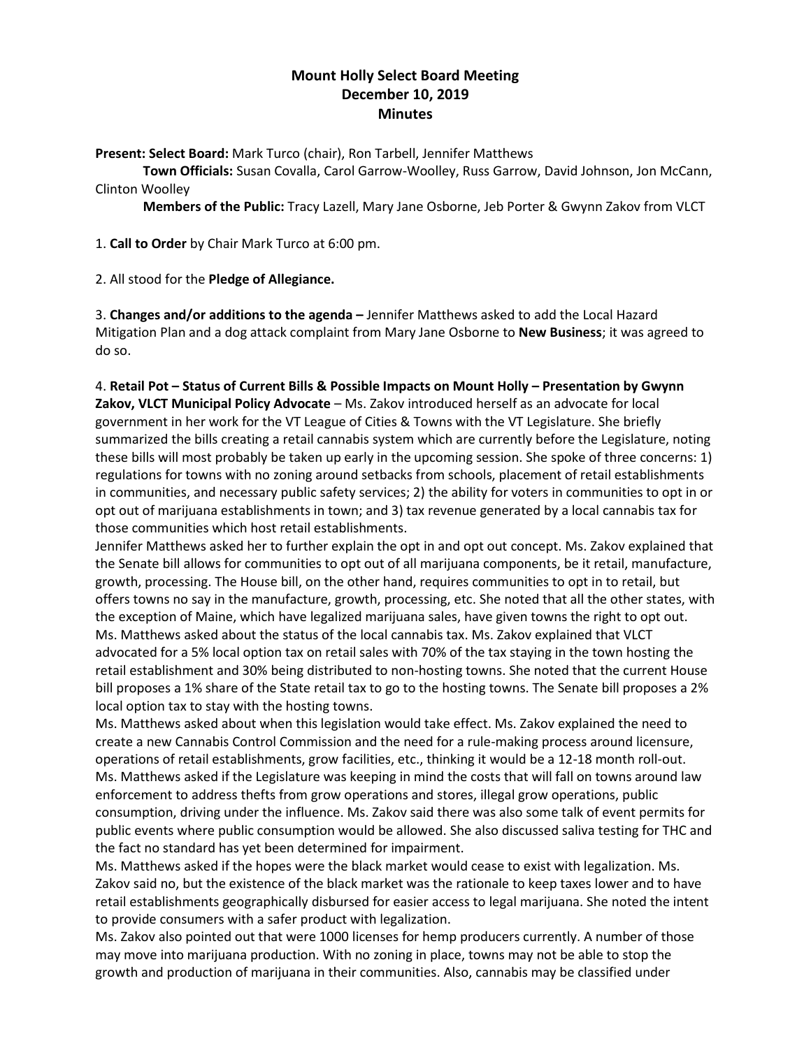# Mount Holly Select Board Meeting
## December 10, 2019
## Minutes

**Present: Select Board:** Mark Turco (chair), Ron Tarbell, Jennifer Matthews

**Town Officials:** Susan Covalla, Carol Garrow-Woolley, Russ Garrow, David Johnson, Jon McCann, Clinton Woolley

**Members of the Public:** Tracy Lazell, Mary Jane Osborne, Jeb Porter & Gwynn Zakov from VLCT

1. **Call to Order** by Chair Mark Turco at 6:00 pm.

2. All stood for the **Pledge of Allegiance.**

3. **Changes and/or additions to the agenda –** Jennifer Matthews asked to add the Local Hazard Mitigation Plan and a dog attack complaint from Mary Jane Osborne to **New Business**; it was agreed to do so.

4. **Retail Pot – Status of Current Bills & Possible Impacts on Mount Holly – Presentation by Gwynn Zakov, VLCT Municipal Policy Advocate** – Ms. Zakov introduced herself as an advocate for local government in her work for the VT League of Cities & Towns with the VT Legislature. She briefly summarized the bills creating a retail cannabis system which are currently before the Legislature, noting these bills will most probably be taken up early in the upcoming session. She spoke of three concerns: 1) regulations for towns with no zoning around setbacks from schools, placement of retail establishments in communities, and necessary public safety services; 2) the ability for voters in communities to opt in or opt out of marijuana establishments in town; and 3) tax revenue generated by a local cannabis tax for those communities which host retail establishments.

Jennifer Matthews asked her to further explain the opt in and opt out concept. Ms. Zakov explained that the Senate bill allows for communities to opt out of all marijuana components, be it retail, manufacture, growth, processing. The House bill, on the other hand, requires communities to opt in to retail, but offers towns no say in the manufacture, growth, processing, etc. She noted that all the other states, with the exception of Maine, which have legalized marijuana sales, have given towns the right to opt out.

Ms. Matthews asked about the status of the local cannabis tax. Ms. Zakov explained that VLCT advocated for a 5% local option tax on retail sales with 70% of the tax staying in the town hosting the retail establishment and 30% being distributed to non-hosting towns. She noted that the current House bill proposes a 1% share of the State retail tax to go to the hosting towns. The Senate bill proposes a 2% local option tax to stay with the hosting towns.

Ms. Matthews asked about when this legislation would take effect. Ms. Zakov explained the need to create a new Cannabis Control Commission and the need for a rule-making process around licensure, operations of retail establishments, grow facilities, etc., thinking it would be a 12-18 month roll-out.

Ms. Matthews asked if the Legislature was keeping in mind the costs that will fall on towns around law enforcement to address thefts from grow operations and stores, illegal grow operations, public consumption, driving under the influence. Ms. Zakov said there was also some talk of event permits for public events where public consumption would be allowed. She also discussed saliva testing for THC and the fact no standard has yet been determined for impairment.

Ms. Matthews asked if the hopes were the black market would cease to exist with legalization. Ms. Zakov said no, but the existence of the black market was the rationale to keep taxes lower and to have retail establishments geographically disbursed for easier access to legal marijuana. She noted the intent to provide consumers with a safer product with legalization.

Ms. Zakov also pointed out that were 1000 licenses for hemp producers currently. A number of those may move into marijuana production. With no zoning in place, towns may not be able to stop the growth and production of marijuana in their communities. Also, cannabis may be classified under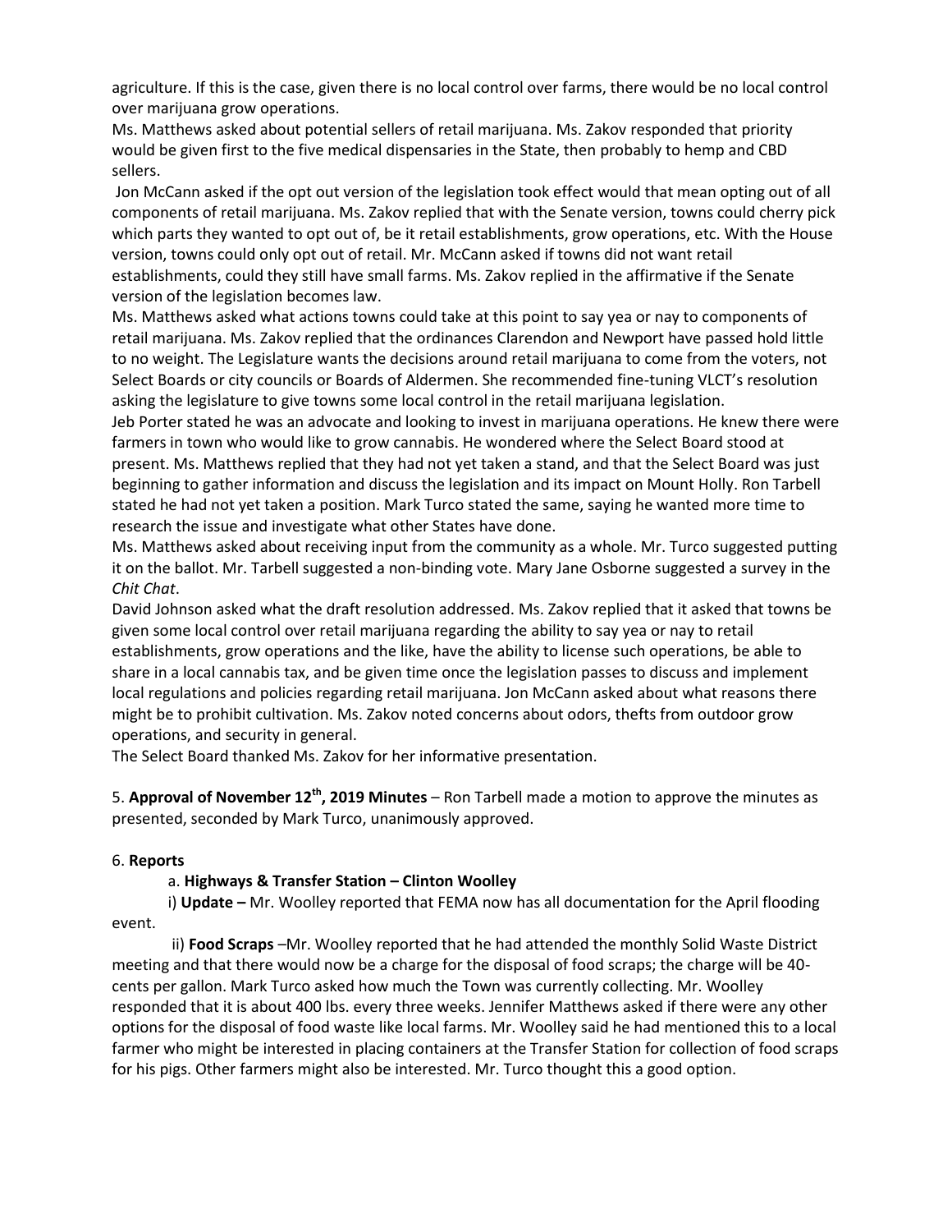agriculture. If this is the case, given there is no local control over farms, there would be no local control over marijuana grow operations.

Ms. Matthews asked about potential sellers of retail marijuana. Ms. Zakov responded that priority would be given first to the five medical dispensaries in the State, then probably to hemp and CBD sellers.

Jon McCann asked if the opt out version of the legislation took effect would that mean opting out of all components of retail marijuana. Ms. Zakov replied that with the Senate version, towns could cherry pick which parts they wanted to opt out of, be it retail establishments, grow operations, etc. With the House version, towns could only opt out of retail. Mr. McCann asked if towns did not want retail establishments, could they still have small farms. Ms. Zakov replied in the affirmative if the Senate version of the legislation becomes law.

Ms. Matthews asked what actions towns could take at this point to say yea or nay to components of retail marijuana. Ms. Zakov replied that the ordinances Clarendon and Newport have passed hold little to no weight. The Legislature wants the decisions around retail marijuana to come from the voters, not Select Boards or city councils or Boards of Aldermen. She recommended fine-tuning VLCT's resolution asking the legislature to give towns some local control in the retail marijuana legislation.

Jeb Porter stated he was an advocate and looking to invest in marijuana operations. He knew there were farmers in town who would like to grow cannabis. He wondered where the Select Board stood at present. Ms. Matthews replied that they had not yet taken a stand, and that the Select Board was just beginning to gather information and discuss the legislation and its impact on Mount Holly. Ron Tarbell stated he had not yet taken a position. Mark Turco stated the same, saying he wanted more time to research the issue and investigate what other States have done.

Ms. Matthews asked about receiving input from the community as a whole. Mr. Turco suggested putting it on the ballot. Mr. Tarbell suggested a non-binding vote. Mary Jane Osborne suggested a survey in the *Chit Chat*.

David Johnson asked what the draft resolution addressed. Ms. Zakov replied that it asked that towns be given some local control over retail marijuana regarding the ability to say yea or nay to retail establishments, grow operations and the like, have the ability to license such operations, be able to share in a local cannabis tax, and be given time once the legislation passes to discuss and implement local regulations and policies regarding retail marijuana. Jon McCann asked about what reasons there might be to prohibit cultivation. Ms. Zakov noted concerns about odors, thefts from outdoor grow operations, and security in general.

The Select Board thanked Ms. Zakov for her informative presentation.

5. **Approval of November 12th, 2019 Minutes** – Ron Tarbell made a motion to approve the minutes as presented, seconded by Mark Turco, unanimously approved.

6. **Reports**

a. **Highways & Transfer Station – Clinton Woolley**

i) **Update –** Mr. Woolley reported that FEMA now has all documentation for the April flooding event.

ii) **Food Scraps** –Mr. Woolley reported that he had attended the monthly Solid Waste District meeting and that there would now be a charge for the disposal of food scraps; the charge will be 40-cents per gallon. Mark Turco asked how much the Town was currently collecting. Mr. Woolley responded that it is about 400 lbs. every three weeks. Jennifer Matthews asked if there were any other options for the disposal of food waste like local farms. Mr. Woolley said he had mentioned this to a local farmer who might be interested in placing containers at the Transfer Station for collection of food scraps for his pigs. Other farmers might also be interested. Mr. Turco thought this a good option.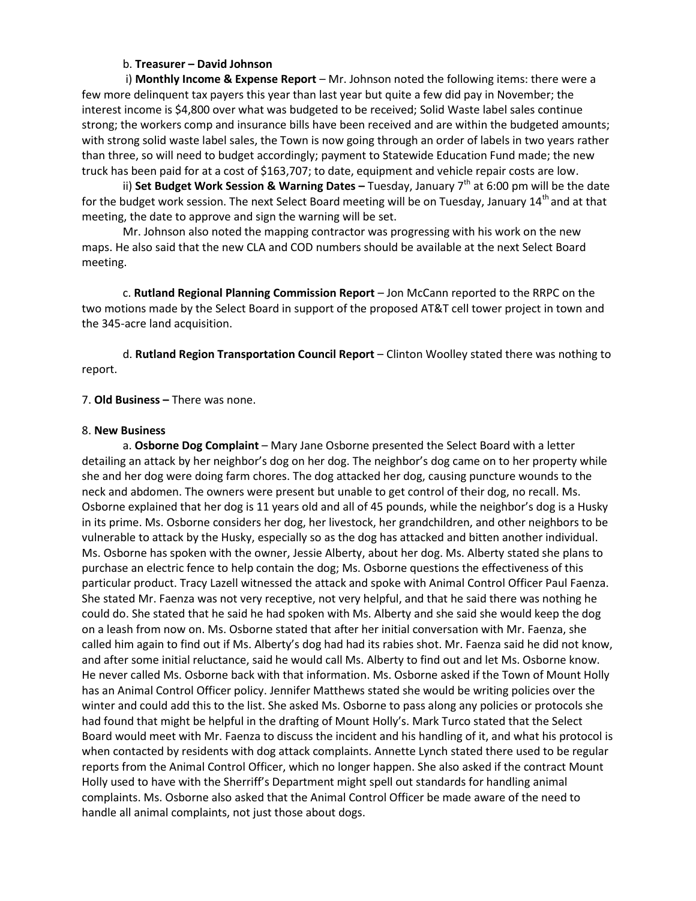b. **Treasurer – David Johnson**

i) **Monthly Income & Expense Report** – Mr. Johnson noted the following items: there were a few more delinquent tax payers this year than last year but quite a few did pay in November; the interest income is $4,800 over what was budgeted to be received; Solid Waste label sales continue strong; the workers comp and insurance bills have been received and are within the budgeted amounts; with strong solid waste label sales, the Town is now going through an order of labels in two years rather than three, so will need to budget accordingly; payment to Statewide Education Fund made; the new truck has been paid for at a cost of $163,707; to date, equipment and vehicle repair costs are low.

ii) **Set Budget Work Session & Warning Dates –** Tuesday, January 7th at 6:00 pm will be the date for the budget work session. The next Select Board meeting will be on Tuesday, January 14th and at that meeting, the date to approve and sign the warning will be set.

Mr. Johnson also noted the mapping contractor was progressing with his work on the new maps. He also said that the new CLA and COD numbers should be available at the next Select Board meeting.

c. **Rutland Regional Planning Commission Report** – Jon McCann reported to the RRPC on the two motions made by the Select Board in support of the proposed AT&T cell tower project in town and the 345-acre land acquisition.

d. **Rutland Region Transportation Council Report** – Clinton Woolley stated there was nothing to report.

7. **Old Business –** There was none.

8. **New Business**

a. **Osborne Dog Complaint** – Mary Jane Osborne presented the Select Board with a letter detailing an attack by her neighbor's dog on her dog. The neighbor's dog came on to her property while she and her dog were doing farm chores. The dog attacked her dog, causing puncture wounds to the neck and abdomen. The owners were present but unable to get control of their dog, no recall. Ms. Osborne explained that her dog is 11 years old and all of 45 pounds, while the neighbor's dog is a Husky in its prime. Ms. Osborne considers her dog, her livestock, her grandchildren, and other neighbors to be vulnerable to attack by the Husky, especially so as the dog has attacked and bitten another individual. Ms. Osborne has spoken with the owner, Jessie Alberty, about her dog. Ms. Alberty stated she plans to purchase an electric fence to help contain the dog; Ms. Osborne questions the effectiveness of this particular product. Tracy Lazell witnessed the attack and spoke with Animal Control Officer Paul Faenza. She stated Mr. Faenza was not very receptive, not very helpful, and that he said there was nothing he could do. She stated that he said he had spoken with Ms. Alberty and she said she would keep the dog on a leash from now on. Ms. Osborne stated that after her initial conversation with Mr. Faenza, she called him again to find out if Ms. Alberty's dog had had its rabies shot. Mr. Faenza said he did not know, and after some initial reluctance, said he would call Ms. Alberty to find out and let Ms. Osborne know. He never called Ms. Osborne back with that information. Ms. Osborne asked if the Town of Mount Holly has an Animal Control Officer policy. Jennifer Matthews stated she would be writing policies over the winter and could add this to the list. She asked Ms. Osborne to pass along any policies or protocols she had found that might be helpful in the drafting of Mount Holly's. Mark Turco stated that the Select Board would meet with Mr. Faenza to discuss the incident and his handling of it, and what his protocol is when contacted by residents with dog attack complaints. Annette Lynch stated there used to be regular reports from the Animal Control Officer, which no longer happen. She also asked if the contract Mount Holly used to have with the Sherriff's Department might spell out standards for handling animal complaints. Ms. Osborne also asked that the Animal Control Officer be made aware of the need to handle all animal complaints, not just those about dogs.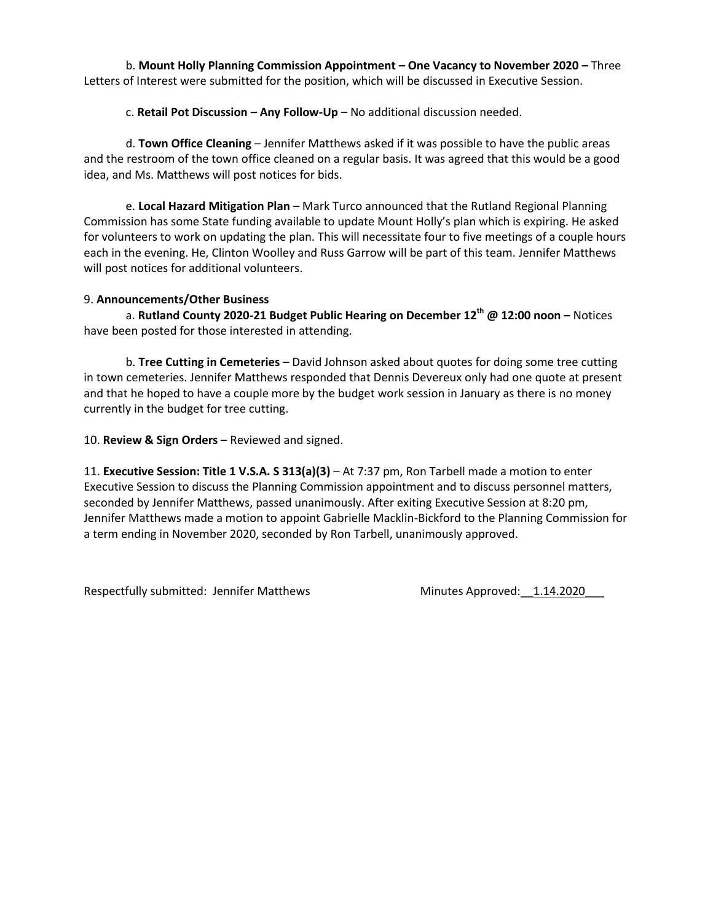b. **Mount Holly Planning Commission Appointment – One Vacancy to November 2020 –** Three Letters of Interest were submitted for the position, which will be discussed in Executive Session.

c. **Retail Pot Discussion – Any Follow-Up** – No additional discussion needed.

d. **Town Office Cleaning** – Jennifer Matthews asked if it was possible to have the public areas and the restroom of the town office cleaned on a regular basis. It was agreed that this would be a good idea, and Ms. Matthews will post notices for bids.

e. **Local Hazard Mitigation Plan** – Mark Turco announced that the Rutland Regional Planning Commission has some State funding available to update Mount Holly's plan which is expiring. He asked for volunteers to work on updating the plan. This will necessitate four to five meetings of a couple hours each in the evening. He, Clinton Woolley and Russ Garrow will be part of this team. Jennifer Matthews will post notices for additional volunteers.

9. **Announcements/Other Business**

a. **Rutland County 2020-21 Budget Public Hearing on December 12th @ 12:00 noon –** Notices have been posted for those interested in attending.

b. **Tree Cutting in Cemeteries** – David Johnson asked about quotes for doing some tree cutting in town cemeteries. Jennifer Matthews responded that Dennis Devereux only had one quote at present and that he hoped to have a couple more by the budget work session in January as there is no money currently in the budget for tree cutting.

10. **Review & Sign Orders** – Reviewed and signed.

11. **Executive Session: Title 1 V.S.A. S 313(a)(3)** – At 7:37 pm, Ron Tarbell made a motion to enter Executive Session to discuss the Planning Commission appointment and to discuss personnel matters, seconded by Jennifer Matthews, passed unanimously. After exiting Executive Session at 8:20 pm, Jennifer Matthews made a motion to appoint Gabrielle Macklin-Bickford to the Planning Commission for a term ending in November 2020, seconded by Ron Tarbell, unanimously approved.

Respectfully submitted: Jennifer Matthews

Minutes Approved: 1.14.2020